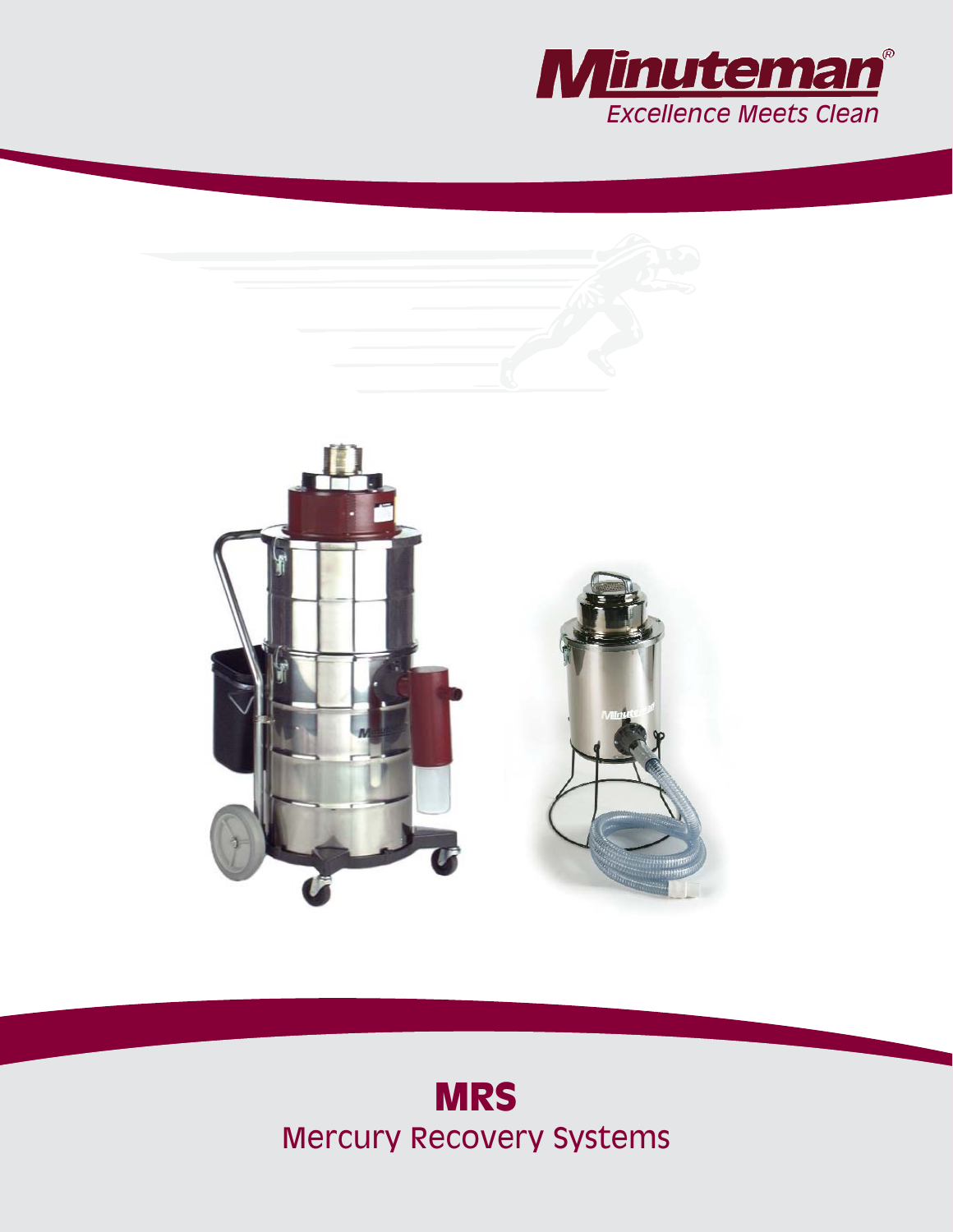Minuteman®
*Excellence Meets Clean*

# MRS

## Mercury Recovery Systems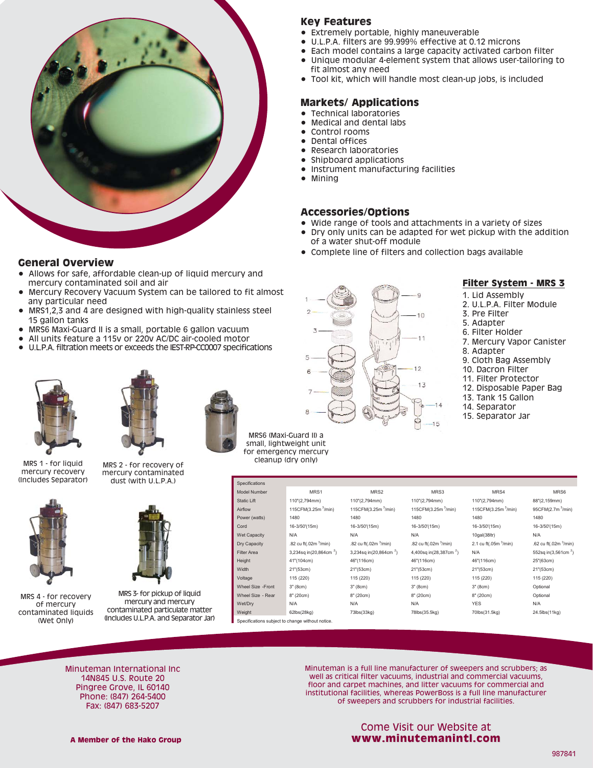## Key Features

- Extremely portable, highly maneuverable
- U.L.P.A. filters are 99.999% effective at 0.12 microns
- Each model contains a large capacity activated carbon filter
- Unique modular 4-element system that allows user-tailoring to fit almost any need
- Tool kit, which will handle most clean-up jobs, is included

## Markets/ Applications

- Technical laboratories
- Medical and dental labs
- Control rooms
- Dental offices
- Research laboratories
- Shipboard applications
- Instrument manufacturing facilities
- Mining

## Accessories/Options

- Wide range of tools and attachments in a variety of sizes
- Dry only units can be adapted for wet pickup with the addition of a water shut-off module
- Complete line of filters and collection bags available

## General Overview

- Allows for safe, affordable clean-up of liquid mercury and mercury contaminated soil and air
- Mercury Recovery Vacuum System can be tailored to fit almost any particular need
- MRS1,2,3 and 4 are designed with high-quality stainless steel 15 gallon tanks
- MRS6 Maxi-Guard II is a small, portable 6 gallon vacuum
- All units feature a 115v or 220v AC/DC air-cooled motor
- U.L.P.A. filtration meets or exceeds the IEST-RP-CC0007 specifications

## Filter System - MRS 3

1. Lid Assembly
2. U.L.P.A. Filter Module
3. Pre Filter
5. Adapter
6. Filter Holder
7. Mercury Vapor Canister
8. Adapter
9. Cloth Bag Assembly
10. Dacron Filter
11. Filter Protector
12. Disposable Paper Bag
13. Tank 15 Gallon
14. Separator
15. Separator Jar

MRS 1 - for liquid mercury recovery (Includes Separator)

MRS 2 - for recovery of mercury contaminated dust (with U.L.P.A.)

MRS6 (Maxi-Guard II) a small, lightweight unit for emergency mercury cleanup (dry only)

MRS 4 - for recovery of mercury contaminated liquids (Wet Only)

MRS 3- for pickup of liquid mercury and mercury contaminated particulate matter (Includes U.L.P.A. and Separator Jar)

| Specifications | | | | | |
|---|---|---|---|---|---|
| Model Number | MRS1 | MRS2 | MRS3 | MRS4 | MRS6 |
| Static Lift | 110"(2,794mm) | 110"(2,794mm) | 110"(2,794mm) | 110"(2,794mm) | 88"(2,159mm) |
| Airflow | 115CFM(3.25m $^3$/min) | 115CFM(3.25m $^3$/min) | 115CFM(3.25m $^3$/min) | 115CFM(3.25m $^3$/min) | 95CFM(2.7m $^3$/min) |
| Power (watts) | 1480 | 1480 | 1480 | 1480 | 1480 |
| Cord | 16-3/50'(15m) | 16-3/50'(15m) | 16-3/50'(15m) | 16-3/50'(15m) | 16-3/50'(15m) |
| Wet Capacity | N/A | N/A | N/A | 10gal(38ltr) | N/A |
| Dry Capacity | .82 cu ft(.02m $^3$/min) | .82 cu ft(.02m $^3$/min) | .82 cu ft(.02m $^3$/min) | 2.1 cu ft(.05m $^3$/min) | .62 cu ft(.02m $^3$/min) |
| Filter Area | 3,234sq in(20,864cm $^2$) | 3,234sq in(20,864cm $^2$) | 4,400sq in(28,387cm $^2$) | N/A | 552sq in(3,561cm $^2$) |
| Height | 41"(104cm) | 46"(116cm) | 46"(116cm) | 46"(116cm) | 25"(63cm) |
| Width | 21"(53cm) | 21"(53cm) | 21"(53cm) | 21"(53cm) | 21"(53cm) |
| Voltage | 115 (220) | 115 (220) | 115 (220) | 115 (220) | 115 (220) |
| Wheel Size -Front | 3" (8cm) | 3" (8cm) | 3" (8cm) | 3" (8cm) | Optional |
| Wheel Size - Rear | 8" (20cm) | 8" (20cm) | 8" (20cm) | 8" (20cm) | Optional |
| Wet/Dry | N/A | N/A | N/A | YES | N/A |
| Weight | 62lbs(28kg) | 73lbs(33kg) | 78lbs(35.5kg) | 70lbs(31.5kg) | 24.5lbs(11kg) |

Specifications subject to change without notice.

Minuteman International Inc
14N845 U.S. Route 20
Pingree Grove, IL 60140
Phone: (847) 264-5400
Fax: (847) 683-5207

Minuteman is a full line manufacturer of sweepers and scrubbers; as well as critical filter vacuums, industrial and commercial vacuums, floor and carpet machines, and litter vacuums for commercial and institutional facilities, whereas PowerBoss is a full line manufacturer of sweepers and scrubbers for industrial facilities.

**A Member of the Hako Group**

Come Visit our Website at
**www.minutemanintl.com**

987841